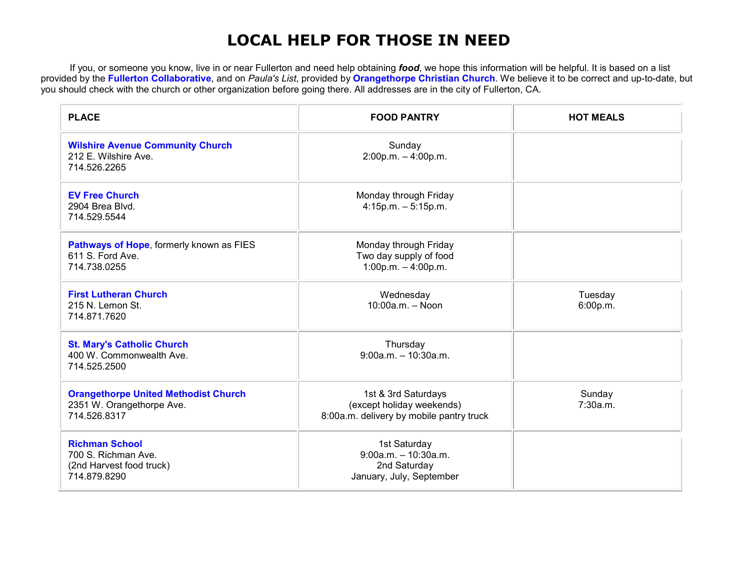# LOCAL HELP FOR THOSE IN NEED

If you, or someone you know, live in or near Fullerton and need help obtaining ***food***, we hope this information will be helpful. It is based on a list provided by the **Fullerton Collaborative**, and on *Paula's List*, provided by **Orangethorpe Christian Church**. We believe it to be correct and up-to-date, but you should check with the church or other organization before going there. All addresses are in the city of Fullerton, CA.

| PLACE | FOOD PANTRY | HOT MEALS |
|---|---|---|
| **Wilshire Avenue Community Church**<br>212 E. Wilshire Ave.<br>714.526.2265 | Sunday<br>2:00p.m. – 4:00p.m. | |
| **EV Free Church**<br>2904 Brea Blvd.<br>714.529.5544 | Monday through Friday<br>4:15p.m. – 5:15p.m. | |
| **Pathways of Hope**, formerly known as FIES<br>611 S. Ford Ave.<br>714.738.0255 | Monday through Friday<br>Two day supply of food<br>1:00p.m. – 4:00p.m. | |
| **First Lutheran Church**<br>215 N. Lemon St.<br>714.871.7620 | Wednesday<br>10:00a.m. – Noon | Tuesday<br>6:00p.m. |
| **St. Mary's Catholic Church**<br>400 W. Commonwealth Ave.<br>714.525.2500 | Thursday<br>9:00a.m. – 10:30a.m. | |
| **Orangethorpe United Methodist Church**<br>2351 W. Orangethorpe Ave.<br>714.526.8317 | 1st & 3rd Saturdays<br>(except holiday weekends)<br>8:00a.m. delivery by mobile pantry truck | Sunday<br>7:30a.m. |
| **Richman School**<br>700 S. Richman Ave.<br>(2nd Harvest food truck)<br>714.879.8290 | 1st Saturday<br>9:00a.m. – 10:30a.m.<br>2nd Saturday<br>January, July, September | |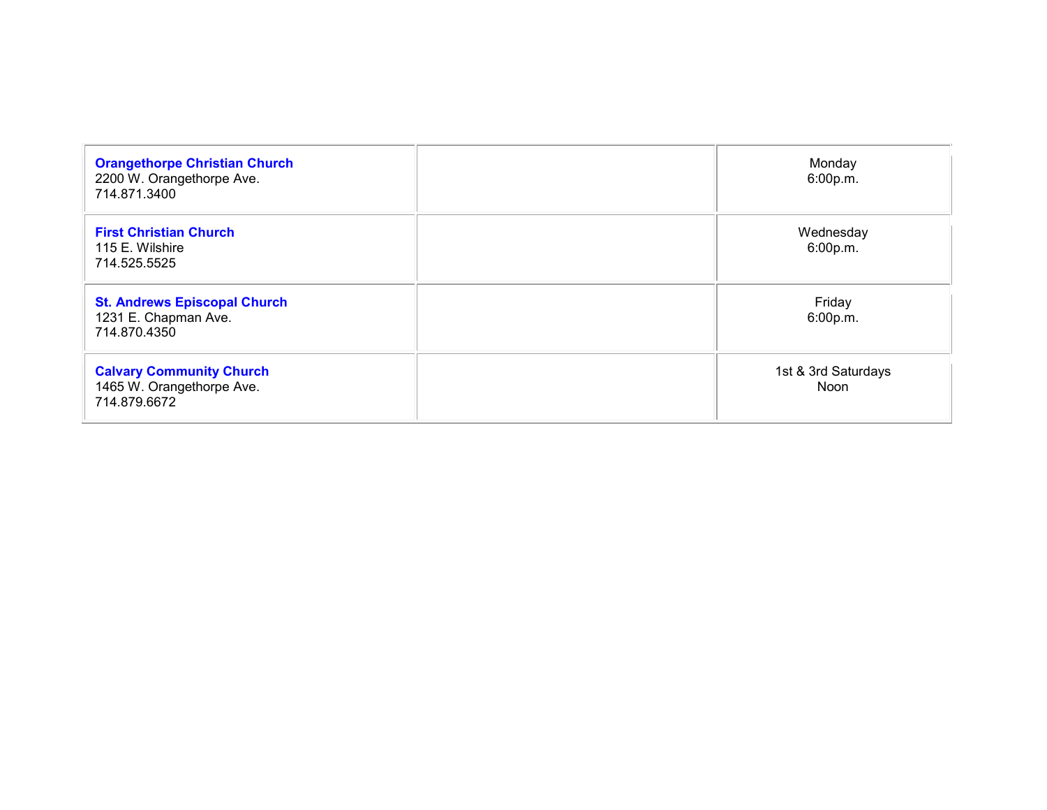| | | |
|---|---|---|
| **Orangethorpe Christian Church**<br>2200 W. Orangethorpe Ave.<br>714.871.3400 | | Monday<br>6:00p.m. |
| **First Christian Church**<br>115 E. Wilshire<br>714.525.5525 | | Wednesday<br>6:00p.m. |
| **St. Andrews Episcopal Church**<br>1231 E. Chapman Ave.<br>714.870.4350 | | Friday<br>6:00p.m. |
| **Calvary Community Church**<br>1465 W. Orangethorpe Ave.<br>714.879.6672 | | 1st & 3rd Saturdays<br>Noon |